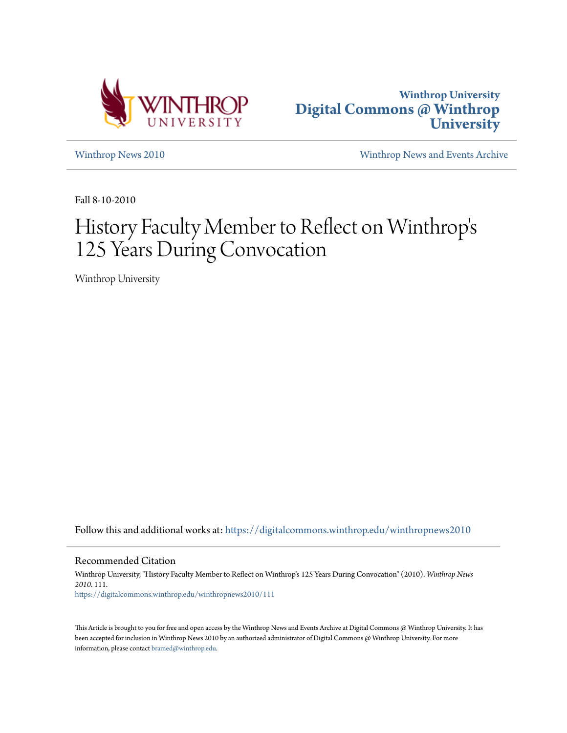Winthrop University
Digital Commons @ Winthrop University

Winthrop News 2010 | Winthrop News and Events Archive

Fall 8-10-2010

# History Faculty Member to Reflect on Winthrop's 125 Years During Convocation

Winthrop University

Follow this and additional works at: https://digitalcommons.winthrop.edu/winthropnews2010

## Recommended Citation

Winthrop University, "History Faculty Member to Reflect on Winthrop's 125 Years During Convocation" (2010). *Winthrop News 2010*. 111.
https://digitalcommons.winthrop.edu/winthropnews2010/111

This Article is brought to you for free and open access by the Winthrop News and Events Archive at Digital Commons @ Winthrop University. It has been accepted for inclusion in Winthrop News 2010 by an authorized administrator of Digital Commons @ Winthrop University. For more information, please contact bramed@winthrop.edu.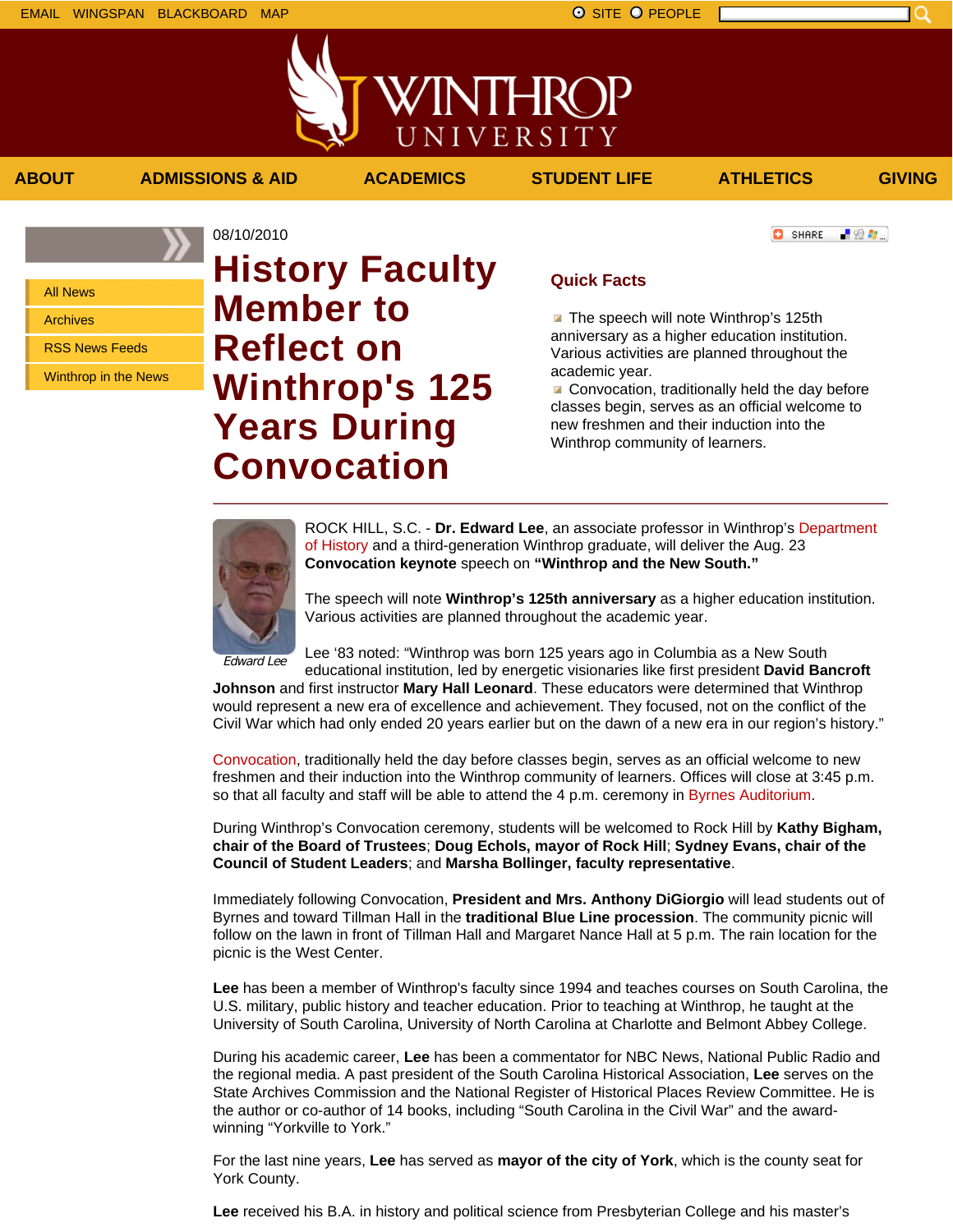EMAIL WINGSPAN BLACKBOARD MAP

SITE PEOPLE

WINTHROP UNIVERSITY

ABOUT | ADMISSIONS & AID | ACADEMICS | STUDENT LIFE | ATHLETICS | GIVING

- All News
- Archives
- RSS News Feeds
- Winthrop in the News

08/10/2010

# History Faculty Member to Reflect on Winthrop's 125 Years During Convocation

SHARE

## Quick Facts

- The speech will note Winthrop's 125th anniversary as a higher education institution. Various activities are planned throughout the academic year.
- Convocation, traditionally held the day before classes begin, serves as an official welcome to new freshmen and their induction into the Winthrop community of learners.

*Edward Lee*

ROCK HILL, S.C. - **Dr. Edward Lee**, an associate professor in Winthrop's Department of History and a third-generation Winthrop graduate, will deliver the Aug. 23 **Convocation keynote** speech on **"Winthrop and the New South."**

The speech will note **Winthrop's 125th anniversary** as a higher education institution. Various activities are planned throughout the academic year.

Lee '83 noted: "Winthrop was born 125 years ago in Columbia as a New South educational institution, led by energetic visionaries like first president **David Bancroft Johnson** and first instructor **Mary Hall Leonard**. These educators were determined that Winthrop would represent a new era of excellence and achievement. They focused, not on the conflict of the Civil War which had only ended 20 years earlier but on the dawn of a new era in our region's history."

Convocation, traditionally held the day before classes begin, serves as an official welcome to new freshmen and their induction into the Winthrop community of learners. Offices will close at 3:45 p.m. so that all faculty and staff will be able to attend the 4 p.m. ceremony in Byrnes Auditorium.

During Winthrop's Convocation ceremony, students will be welcomed to Rock Hill by **Kathy Bigham, chair of the Board of Trustees**; **Doug Echols, mayor of Rock Hill**; **Sydney Evans, chair of the Council of Student Leaders**; and **Marsha Bollinger, faculty representative**.

Immediately following Convocation, **President and Mrs. Anthony DiGiorgio** will lead students out of Byrnes and toward Tillman Hall in the **traditional Blue Line procession**. The community picnic will follow on the lawn in front of Tillman Hall and Margaret Nance Hall at 5 p.m. The rain location for the picnic is the West Center.

**Lee** has been a member of Winthrop's faculty since 1994 and teaches courses on South Carolina, the U.S. military, public history and teacher education. Prior to teaching at Winthrop, he taught at the University of South Carolina, University of North Carolina at Charlotte and Belmont Abbey College.

During his academic career, **Lee** has been a commentator for NBC News, National Public Radio and the regional media. A past president of the South Carolina Historical Association, **Lee** serves on the State Archives Commission and the National Register of Historical Places Review Committee. He is the author or co-author of 14 books, including "South Carolina in the Civil War" and the award-winning "Yorkville to York."

For the last nine years, **Lee** has served as **mayor of the city of York**, which is the county seat for York County.

**Lee** received his B.A. in history and political science from Presbyterian College and his master's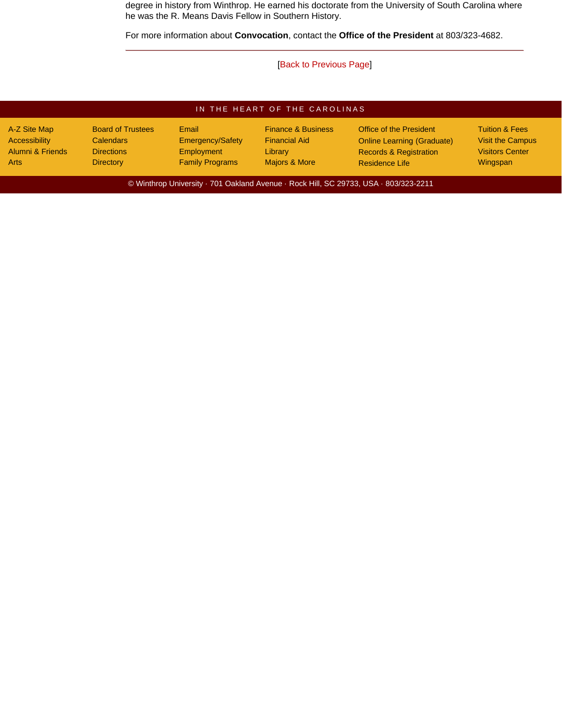degree in history from Winthrop. He earned his doctorate from the University of South Carolina where he was the R. Means Davis Fellow in Southern History.

For more information about **Convocation**, contact the **Office of the President** at 803/323-4682.

---

[Back to Previous Page]

IN THE HEART OF THE CAROLINAS

A-Z Site Map
Accessibility
Alumni & Friends
Arts
Board of Trustees
Calendars
Directions
Directory
Email
Emergency/Safety
Employment
Family Programs
Finance & Business
Financial Aid
Library
Majors & More
Office of the President
Online Learning (Graduate)
Records & Registration
Residence Life
Tuition & Fees
Visit the Campus
Visitors Center
Wingspan

© Winthrop University · 701 Oakland Avenue · Rock Hill, SC 29733, USA · 803/323-2211